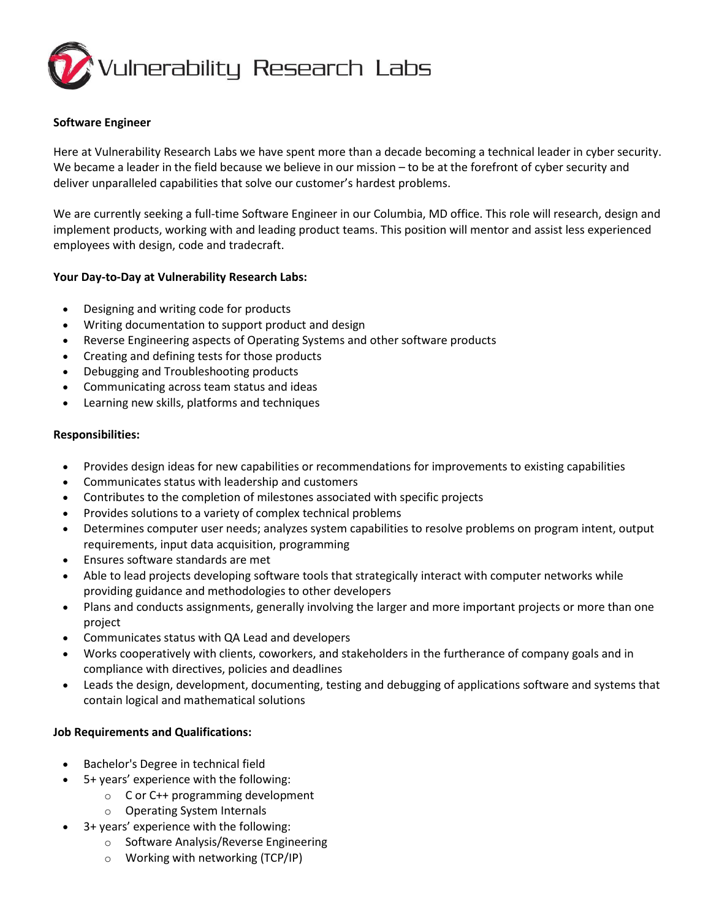Vulnerability Research Labs

**Software Engineer**

Here at Vulnerability Research Labs we have spent more than a decade becoming a technical leader in cyber security. We became a leader in the field because we believe in our mission – to be at the forefront of cyber security and deliver unparalleled capabilities that solve our customer's hardest problems.

We are currently seeking a full-time Software Engineer in our Columbia, MD office. This role will research, design and implement products, working with and leading product teams. This position will mentor and assist less experienced employees with design, code and tradecraft.

**Your Day-to-Day at Vulnerability Research Labs:**

- Designing and writing code for products
- Writing documentation to support product and design
- Reverse Engineering aspects of Operating Systems and other software products
- Creating and defining tests for those products
- Debugging and Troubleshooting products
- Communicating across team status and ideas
- Learning new skills, platforms and techniques

**Responsibilities:**

- Provides design ideas for new capabilities or recommendations for improvements to existing capabilities
- Communicates status with leadership and customers
- Contributes to the completion of milestones associated with specific projects
- Provides solutions to a variety of complex technical problems
- Determines computer user needs; analyzes system capabilities to resolve problems on program intent, output requirements, input data acquisition, programming
- Ensures software standards are met
- Able to lead projects developing software tools that strategically interact with computer networks while providing guidance and methodologies to other developers
- Plans and conducts assignments, generally involving the larger and more important projects or more than one project
- Communicates status with QA Lead and developers
- Works cooperatively with clients, coworkers, and stakeholders in the furtherance of company goals and in compliance with directives, policies and deadlines
- Leads the design, development, documenting, testing and debugging of applications software and systems that contain logical and mathematical solutions

**Job Requirements and Qualifications:**

- Bachelor's Degree in technical field
- 5+ years' experience with the following:
  - C or C++ programming development
  - Operating System Internals
- 3+ years' experience with the following:
  - Software Analysis/Reverse Engineering
  - Working with networking (TCP/IP)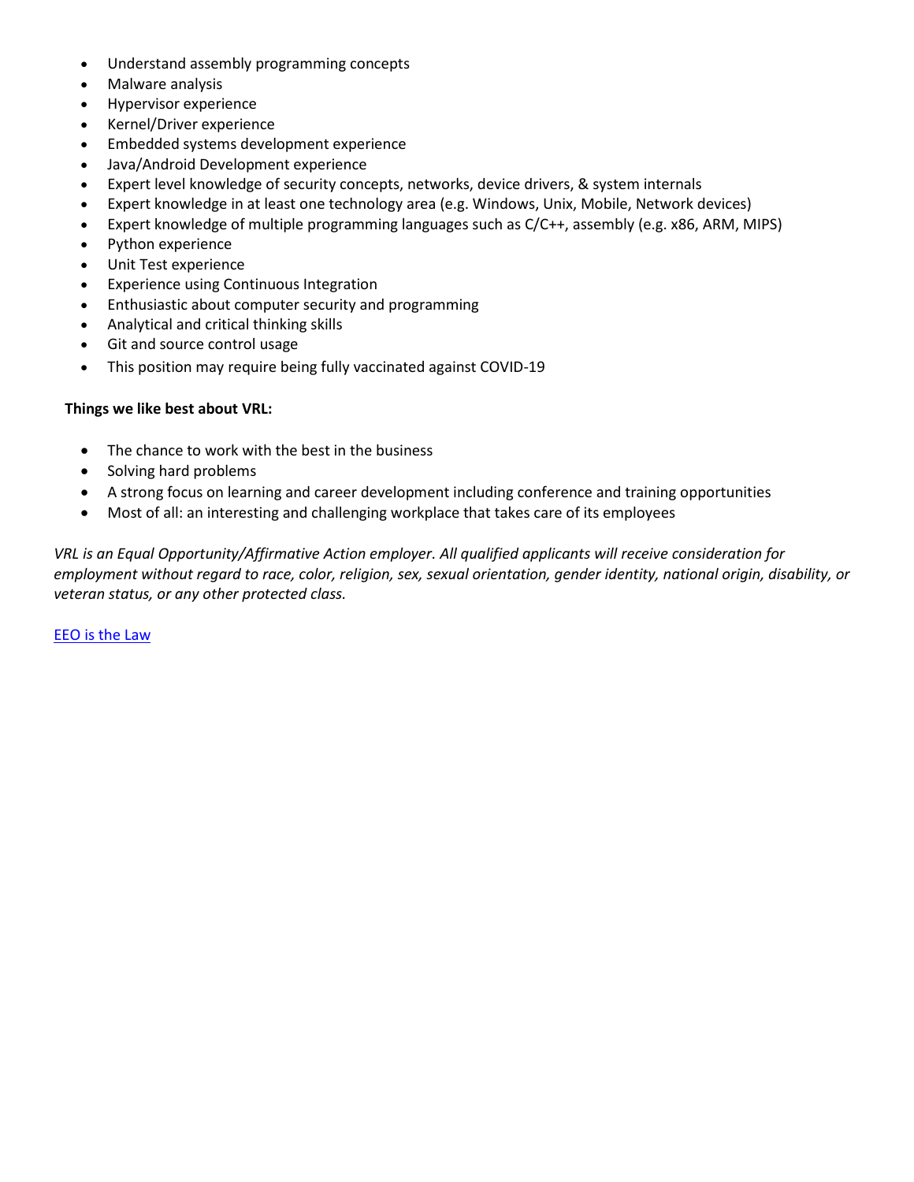- Understand assembly programming concepts
- Malware analysis
- Hypervisor experience
- Kernel/Driver experience
- Embedded systems development experience
- Java/Android Development experience
- Expert level knowledge of security concepts, networks, device drivers, & system internals
- Expert knowledge in at least one technology area (e.g. Windows, Unix, Mobile, Network devices)
- Expert knowledge of multiple programming languages such as C/C++, assembly (e.g. x86, ARM, MIPS)
- Python experience
- Unit Test experience
- Experience using Continuous Integration
- Enthusiastic about computer security and programming
- Analytical and critical thinking skills
- Git and source control usage
- This position may require being fully vaccinated against COVID-19

**Things we like best about VRL:**

- The chance to work with the best in the business
- Solving hard problems
- A strong focus on learning and career development including conference and training opportunities
- Most of all: an interesting and challenging workplace that takes care of its employees

*VRL is an Equal Opportunity/Affirmative Action employer. All qualified applicants will receive consideration for employment without regard to race, color, religion, sex, sexual orientation, gender identity, national origin, disability, or veteran status, or any other protected class.*

EEO is the Law